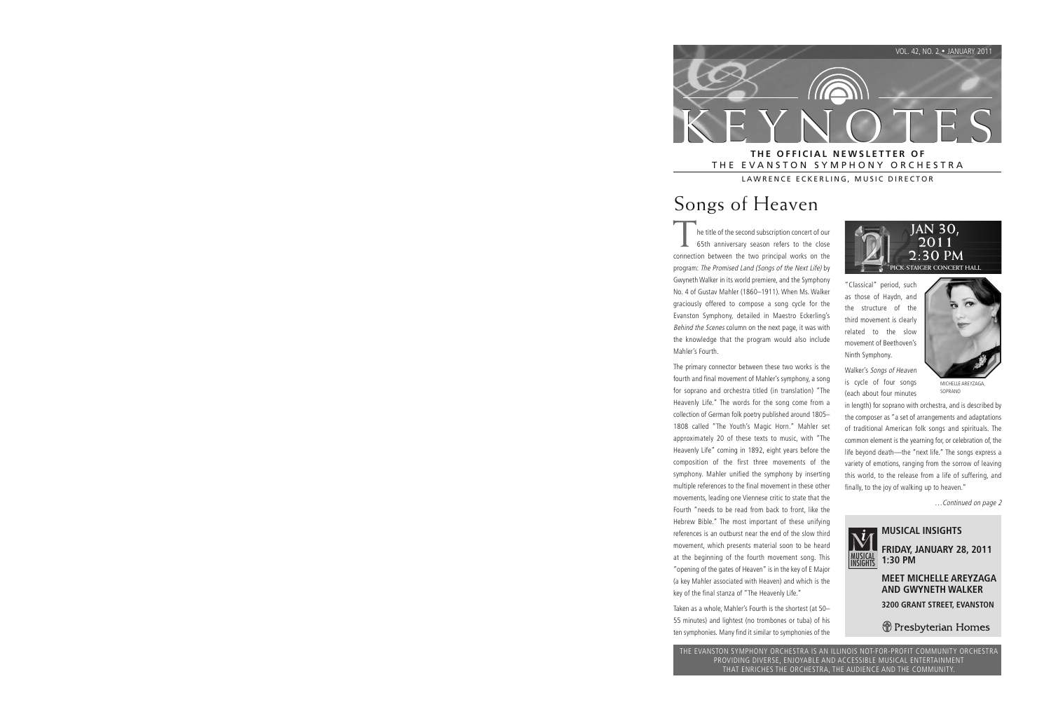VOL. 42, NO. 2 • JANUARY 2011

# KEYNOTES

**THE OFFICIAL NEWSLETTER OF**
THE EVANSTON SYMPHONY ORCHESTRA

LAWRENCE ECKERLING, MUSIC DIRECTOR

## Songs of Heaven

The title of the second subscription concert of our 65th anniversary season refers to the close connection between the two principal works on the program: *The Promised Land (Songs of the Next Life)* by Gwyneth Walker in its world premiere, and the Symphony No. 4 of Gustav Mahler (1860–1911). When Ms. Walker graciously offered to compose a song cycle for the Evanston Symphony, detailed in Maestro Eckerling's *Behind the Scenes* column on the next page, it was with the knowledge that the program would also include Mahler's Fourth.

The primary connector between these two works is the fourth and final movement of Mahler's symphony, a song for soprano and orchestra titled (in translation) "The Heavenly Life." The words for the song come from a collection of German folk poetry published around 1805–1808 called "The Youth's Magic Horn." Mahler set approximately 20 of these texts to music, with "The Heavenly Life" coming in 1892, eight years before the composition of the first three movements of the symphony. Mahler unified the symphony by inserting multiple references to the final movement in these other movements, leading one Viennese critic to state that the Fourth "needs to be read from back to front, like the Hebrew Bible." The most important of these unifying references is an outburst near the end of the slow third movement, which presents material soon to be heard at the beginning of the fourth movement song. This "opening of the gates of Heaven" is in the key of E Major (a key Mahler associated with Heaven) and which is the key of the final stanza of "The Heavenly Life."

Taken as a whole, Mahler's Fourth is the shortest (at 50–55 minutes) and lightest (no trombones or tuba) of his ten symphonies. Many find it similar to symphonies of the "Classical" period, such as those of Haydn, and the structure of the third movement is clearly related to the slow movement of Beethoven's Ninth Symphony.

**JAN 30, 2011 2:30 PM**
PICK-STAIGER CONCERT HALL

MICHELLE AREYZAGA, SOPRANO

Walker's *Songs of Heaven* is cycle of four songs (each about four minutes in length) for soprano with orchestra, and is described by the composer as "a set of arrangements and adaptations of traditional American folk songs and spirituals. The common element is the yearning for, or celebration of, the life beyond death—the "next life." The songs express a variety of emotions, ranging from the sorrow of leaving this world, to the release from a life of suffering, and finally, to the joy of walking up to heaven."

*…Continued on page 2*

**MUSICAL INSIGHTS**

**FRIDAY, JANUARY 28, 2011 1:30 PM**

**MEET MICHELLE AREYZAGA AND GWYNETH WALKER**

**3200 GRANT STREET, EVANSTON**

Presbyterian Homes

THE EVANSTON SYMPHONY ORCHESTRA IS AN ILLINOIS NOT-FOR-PROFIT COMMUNITY ORCHESTRA PROVIDING DIVERSE, ENJOYABLE AND ACCESSIBLE MUSICAL ENTERTAINMENT THAT ENRICHES THE ORCHESTRA, THE AUDIENCE AND THE COMMUNITY.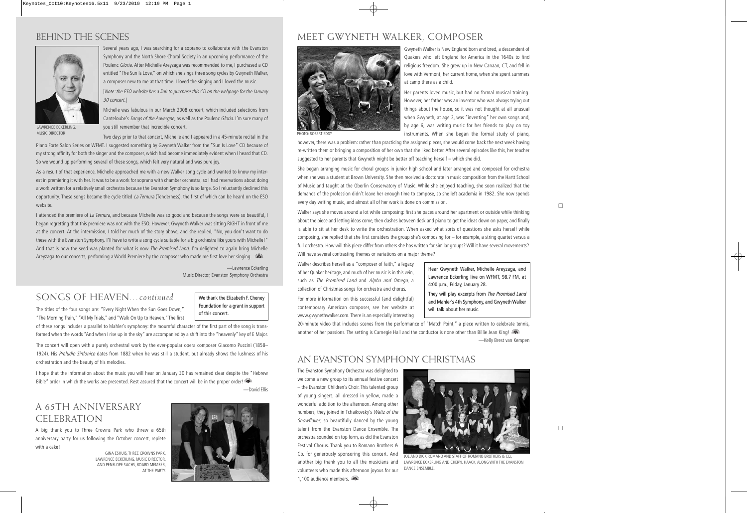## BEHIND THE SCENES

LAWRENCE ECKERLING, MUSIC DIRECTOR

Several years ago, I was searching for a soprano to collaborate with the Evanston Symphony and the North Shore Choral Society in an upcoming performance of the Poulenc *Gloria*. After Michelle Areyzaga was recommended to me, I purchased a CD entitled "The Sun Is Love," on which she sings three song cycles by Gwyneth Walker, a composer new to me at that time. I loved the singing and I loved the music.

[*Note: the ESO website has a link to purchase this CD on the webpage for the January 30 concert.*]

Michelle was fabulous in our March 2008 concert, which included selections from Canteloube's *Songs of the Auvergne*, as well as the Poulenc *Gloria*. I'm sure many of you still remember that incredible concert.

Two days prior to that concert, Michelle and I appeared in a 45-minute recital in the Piano Forte Salon Series on WFMT. I suggested something by Gwyneth Walker from the "Sun Is Love" CD because of my strong affinity for both the singer and the composer, which had become immediately evident when I heard that CD. So we wound up performing several of these songs, which felt very natural and was pure joy.

As a result of that experience, Michelle approached me with a new Walker song cycle and wanted to know my interest in premiering it with her. It was to be a work for soprano with chamber orchestra, so I had reservations about doing a work written for a relatively small orchestra because the Evanston Symphony is so large. So I reluctantly declined this opportunity. These songs became the cycle titled *La Ternura* (Tenderness), the first of which can be heard on the ESO website.

I attended the premiere of *La Ternura*, and because Michelle was so good and because the songs were so beautiful, I began regretting that this premiere was not with the ESO. However, Gwyneth Walker was sitting RIGHT in front of me at the concert. At the intermission, I told her much of the story above, and she replied, "No, you don't want to do these with the Evanston Symphony. I'll have to write a song cycle suitable for a big orchestra like yours with Michelle!" And that is how the seed was planted for what is now *The Promised Land*. I'm delighted to again bring Michelle Areyzaga to our concerts, performing a World Premiere by the composer who made me first love her singing.

—Lawrence Eckerling
Music Director, Evanston Symphony Orchestra

## SONGS OF HEAVEN... *continued*

We thank the Elizabeth F. Cheney Foundation for a grant in support of this concert.

The titles of the four songs are: "Every Night When the Sun Goes Down," "The Morning Train," "All My Trials," and "Walk On Up to Heaven." The first of these songs includes a parallel to Mahler's symphony: the mournful character of the first part of the song is transformed when the words "And when I rise up in the sky" are accompanied by a shift into the "heavenly" key of E Major.

The concert will open with a purely orchestral work by the ever-popular opera composer Giacomo Puccini (1858–1924). His *Preludio Sinfonico* dates from 1882 when he was still a student, but already shows the lushness of his orchestration and the beauty of his melodies.

I hope that the information about the music you will hear on January 30 has remained clear despite the "Hebrew Bible" order in which the works are presented. Rest assured that the concert will be in the proper order!

—David Ellis

## A 65TH ANNIVERSARY CELEBRATION

A big thank you to Three Crowns Park who threw a 65th anniversary party for us following the October concert, replete with a cake!

GINA ESHUIS, THREE CROWNS PARK, LAWRENCE ECKERLING, MUSIC DIRECTOR, AND PENELOPE SACHS, BOARD MEMBER, AT THE PARTY.

## MEET GWYNETH WALKER, COMPOSER

PHOTO: ROBERT EDDY

Gwyneth Walker is New England born and bred, a descendent of Quakers who left England for America in the 1640s to find religious freedom. She grew up in New Canaan, CT, and fell in love with Vermont, her current home, when she spent summers at camp there as a child.

Her parents loved music, but had no formal musical training. However, her father was an inventor who was always trying out things about the house, so it was not thought at all unusual when Gwyneth, at age 2, was "inventing" her own songs and, by age 6, was writing music for her friends to play on toy instruments. When she began the formal study of piano, however, there was a problem: rather than practicing the assigned pieces, she would come back the next week having re-written them or bringing a composition of her own that she liked better. After several episodes like this, her teacher suggested to her parents that Gwyneth might be better off teaching herself – which she did.

She began arranging music for choral groups in junior high school and later arranged and composed for orchestra when she was a student at Brown University. She then received a doctorate in music composition from the Hartt School of Music and taught at the Oberlin Conservatory of Music. While she enjoyed teaching, she soon realized that the demands of the profession didn't leave her enough time to compose, so she left academia in 1982. She now spends every day writing music, and almost all of her work is done on commission.

Walker says she moves around a lot while composing: first she paces around her apartment or outside while thinking about the piece and letting ideas come, then dashes between desk and piano to get the ideas down on paper, and finally is able to sit at her desk to write the orchestration. When asked what sorts of questions she asks herself while composing, she replied that she first considers the group she's composing for – for example, a string quartet versus a full orchestra. How will this piece differ from others she has written for similar groups? Will it have several movements? Will have several contrasting themes or variations on a major theme?

Walker describes herself as a "composer of faith," a legacy of her Quaker heritage, and much of her music is in this vein, such as *The Promised Land* and *Alpha and Omega*, a collection of Christmas songs for orchestra and chorus.

For more information on this successful (and delightful) contemporary American composer, see her website at www.gwynethwalker.com. There is an especially interesting 20-minute video that includes scenes from the performance of "Match Point," a piece written to celebrate tennis, another of her passions. The setting is Carnegie Hall and the conductor is none other than Billie Jean King!

—Kelly Brest van Kempen

Hear Gwyneth Walker, Michelle Areyzaga, and Lawrence Eckerling live on WFMT, 98.7 FM, at 4:00 p.m., Friday, January 28.

They will play excerpts from *The Promised Land* and Mahler's 4th Symphony, and Gwyneth Walker will talk about her music.

## AN EVANSTON SYMPHONY CHRISTMAS

The Evanston Symphony Orchestra was delighted to welcome a new group to its annual festive concert – the Evanston Children's Choir. This talented group of young singers, all dressed in yellow, made a wonderful addition to the afternoon. Among other numbers, they joined in Tchaikovsky's *Waltz of the Snowflakes*, so beautifully danced by the young talent from the Evanston Dance Ensemble. The orchestra sounded on top form, as did the Evanston Festival Chorus. Thank you to Romano Brothers & Co. for generously sponsoring this concert. And another big thank you to all the musicians and volunteers who made this afternoon joyous for our 1,100 audience members.

JOE AND DICK ROMANO AND STAFF OF ROMANO BROTHERS & CO., LAWRENCE ECKERLING AND CHERYL HAACK, ALONG WITH THE EVANSTON DANCE ENSEMBLE.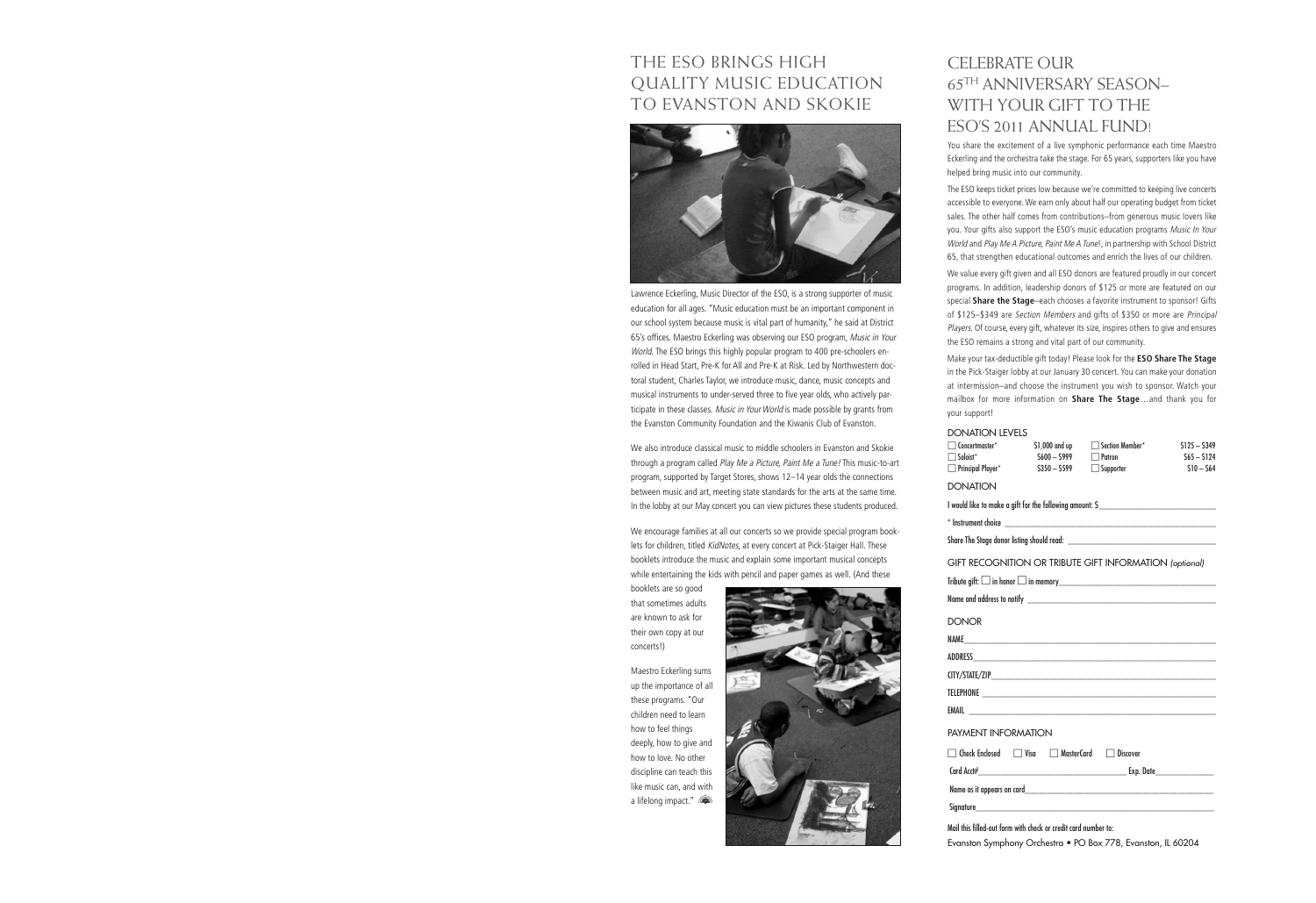# The ESO Brings High Quality Music Education to Evanston and Skokie

Lawrence Eckerling, Music Director of the ESO, is a strong supporter of music education for all ages. "Music education must be an important component in our school system because music is vital part of humanity," he said at District 65's offices. Maestro Eckerling was observing our ESO program, *Music in Your World*. The ESO brings this highly popular program to 400 pre-schoolers enrolled in Head Start, Pre-K for All and Pre-K at Risk. Led by Northwestern doctoral student, Charles Taylor, we introduce music, dance, music concepts and musical instruments to under-served three to five year olds, who actively participate in these classes. *Music in Your World* is made possible by grants from the Evanston Community Foundation and the Kiwanis Club of Evanston.

We also introduce classical music to middle schoolers in Evanston and Skokie through a program called *Play Me a Picture, Paint Me a Tune!* This music-to-art program, supported by Target Stores, shows 12–14 year olds the connections between music and art, meeting state standards for the arts at the same time. In the lobby at our May concert you can view pictures these students produced.

We encourage families at all our concerts so we provide special program booklets for children, titled *KidNotes*, at every concert at Pick-Staiger Hall. These booklets introduce the music and explain some important musical concepts while entertaining the kids with pencil and paper games as well. (And these booklets are so good that sometimes adults are known to ask for their own copy at our concerts!)

Maestro Eckerling sums up the importance of all these programs. "Our children need to learn how to feel things deeply, how to give and how to love. No other discipline can teach this like music can, and with a lifelong impact."

# Celebrate Our 65th Anniversary Season– With Your Gift to the ESO's 2011 Annual Fund!

You share the excitement of a live symphonic performance each time Maestro Eckerling and the orchestra take the stage. For 65 years, supporters like you have helped bring music into our community.

The ESO keeps ticket prices low because we're committed to keeping live concerts accessible to everyone. We earn only about half our operating budget from ticket sales. The other half comes from contributions–from generous music lovers like you. Your gifts also support the ESO's music education programs *Music In Your World* and *Play Me A Picture, Paint Me A Tune!*, in partnership with School District 65, that strengthen educational outcomes and enrich the lives of our children.

We value every gift given and all ESO donors are featured proudly in our concert programs. In addition, leadership donors of $125 or more are featured on our special **Share the Stage**–each chooses a favorite instrument to sponsor! Gifts of $125–$349 are *Section Members* and gifts of $350 or more are *Principal Players*. Of course, every gift, whatever its size, inspires others to give and ensures the ESO remains a strong and vital part of our community.

Make your tax-deductible gift today! Please look for the **ESO Share The Stage** in the Pick-Staiger lobby at our January 30 concert. You can make your donation at intermission–and choose the instrument you wish to sponsor. Watch your mailbox for more information on **Share The Stage**…and thank you for your support!

## DONATION LEVELS

| | | | |
|---|---|---|---|
| ☐ Concertmaster* | $1,000 and up | ☐ Section Member* | $125 – $349 |
| ☐ Soloist* | $600 – $999 | ☐ Patron | $65 – $124 |
| ☐ Principal Player* | $350 – $599 | ☐ Supporter | $10 – $64 |

## DONATION

I would like to make a gift for the following amount: $______________

* Instrument choice ______________

Share The Stage donor listing should read: ______________

## GIFT RECOGNITION OR TRIBUTE GIFT INFORMATION *(optional)*

Tribute gift: ☐ in honor ☐ in memory______________

Name and address to notify ______________

## DONOR

NAME______________

ADDRESS______________

CITY/STATE/ZIP______________

TELEPHONE ______________

EMAIL ______________

## PAYMENT INFORMATION

☐ Check Enclosed ☐ Visa ☐ MasterCard ☐ Discover

Card Acct#______________ Exp. Date______________

Name as it appears on card______________

Signature______________

Mail this filled-out form with check or credit card number to:

Evanston Symphony Orchestra • PO Box 778, Evanston, IL 60204